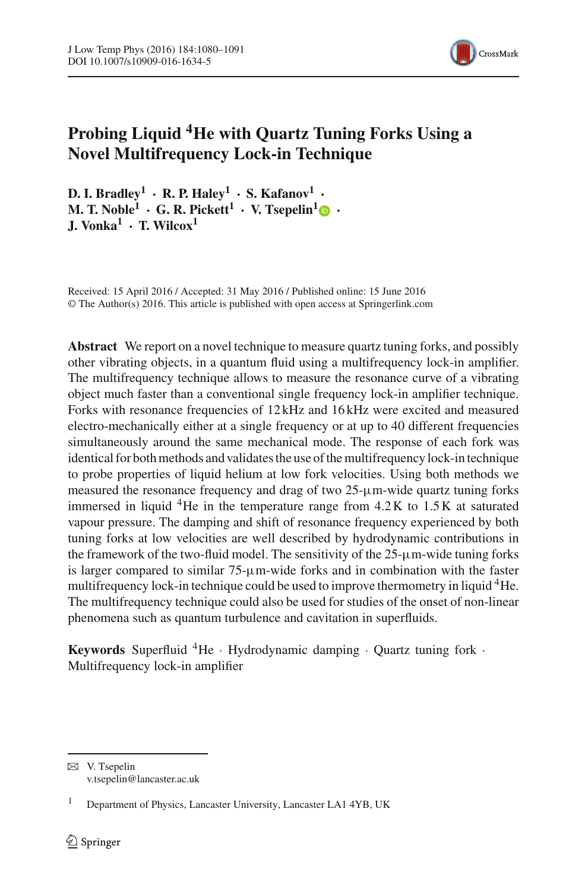# Probing Liquid $^4$He with Quartz Tuning Forks Using a Novel Multifrequency Lock-in Technique

**D. I. Bradley[1] · R. P. Haley[1] · S. Kafanov[1] · M. T. Noble[1] · G. R. Pickett[1] · V. Tsepelin[1] · J. Vonka[1] · T. Wilcox[1]**

Received: 15 April 2016 / Accepted: 31 May 2016 / Published online: 15 June 2016
© The Author(s) 2016. This article is published with open access at Springerlink.com

**Abstract** We report on a novel technique to measure quartz tuning forks, and possibly other vibrating objects, in a quantum fluid using a multifrequency lock-in amplifier. The multifrequency technique allows to measure the resonance curve of a vibrating object much faster than a conventional single frequency lock-in amplifier technique. Forks with resonance frequencies of 12 kHz and 16 kHz were excited and measured electro-mechanically either at a single frequency or at up to 40 different frequencies simultaneously around the same mechanical mode. The response of each fork was identical for both methods and validates the use of the multifrequency lock-in technique to probe properties of liquid helium at low fork velocities. Using both methods we measured the resonance frequency and drag of two 25-μm-wide quartz tuning forks immersed in liquid $^4$He in the temperature range from 4.2 K to 1.5 K at saturated vapour pressure. The damping and shift of resonance frequency experienced by both tuning forks at low velocities are well described by hydrodynamic contributions in the framework of the two-fluid model. The sensitivity of the 25-μm-wide tuning forks is larger compared to similar 75-μm-wide forks and in combination with the faster multifrequency lock-in technique could be used to improve thermometry in liquid $^4$He. The multifrequency technique could also be used for studies of the onset of non-linear phenomena such as quantum turbulence and cavitation in superfluids.

**Keywords** Superfluid $^4$He · Hydrodynamic damping · Quartz tuning fork · Multifrequency lock-in amplifier

---

✉ V. Tsepelin
v.tsepelin@lancaster.ac.uk

[1] Department of Physics, Lancaster University, Lancaster LA1 4YB, UK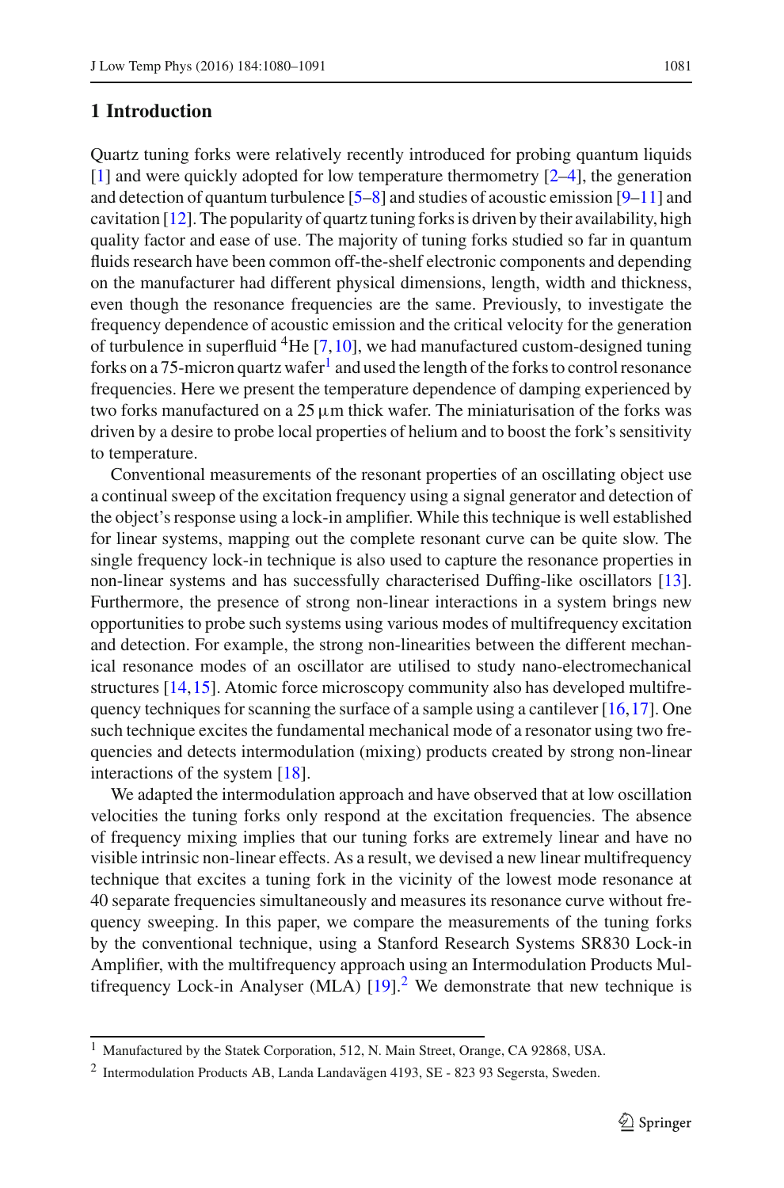## 1 Introduction

Quartz tuning forks were relatively recently introduced for probing quantum liquids [1] and were quickly adopted for low temperature thermometry [2–4], the generation and detection of quantum turbulence [5–8] and studies of acoustic emission [9–11] and cavitation [12]. The popularity of quartz tuning forks is driven by their availability, high quality factor and ease of use. The majority of tuning forks studied so far in quantum fluids research have been common off-the-shelf electronic components and depending on the manufacturer had different physical dimensions, length, width and thickness, even though the resonance frequencies are the same. Previously, to investigate the frequency dependence of acoustic emission and the critical velocity for the generation of turbulence in superfluid $^4$He [7,10], we had manufactured custom-designed tuning forks on a 75-micron quartz wafer[1] and used the length of the forks to control resonance frequencies. Here we present the temperature dependence of damping experienced by two forks manufactured on a 25 $\mu$m thick wafer. The miniaturisation of the forks was driven by a desire to probe local properties of helium and to boost the fork's sensitivity to temperature.

Conventional measurements of the resonant properties of an oscillating object use a continual sweep of the excitation frequency using a signal generator and detection of the object's response using a lock-in amplifier. While this technique is well established for linear systems, mapping out the complete resonant curve can be quite slow. The single frequency lock-in technique is also used to capture the resonance properties in non-linear systems and has successfully characterised Duffing-like oscillators [13]. Furthermore, the presence of strong non-linear interactions in a system brings new opportunities to probe such systems using various modes of multifrequency excitation and detection. For example, the strong non-linearities between the different mechanical resonance modes of an oscillator are utilised to study nano-electromechanical structures [14,15]. Atomic force microscopy community also has developed multifrequency techniques for scanning the surface of a sample using a cantilever [16,17]. One such technique excites the fundamental mechanical mode of a resonator using two frequencies and detects intermodulation (mixing) products created by strong non-linear interactions of the system [18].

We adapted the intermodulation approach and have observed that at low oscillation velocities the tuning forks only respond at the excitation frequencies. The absence of frequency mixing implies that our tuning forks are extremely linear and have no visible intrinsic non-linear effects. As a result, we devised a new linear multifrequency technique that excites a tuning fork in the vicinity of the lowest mode resonance at 40 separate frequencies simultaneously and measures its resonance curve without frequency sweeping. In this paper, we compare the measurements of the tuning forks by the conventional technique, using a Stanford Research Systems SR830 Lock-in Amplifier, with the multifrequency approach using an Intermodulation Products Multifrequency Lock-in Analyser (MLA) [19].[2] We demonstrate that new technique is

---

[1] Manufactured by the Statek Corporation, 512, N. Main Street, Orange, CA 92868, USA.

[2] Intermodulation Products AB, Landa Landavägen 4193, SE - 823 93 Segersta, Sweden.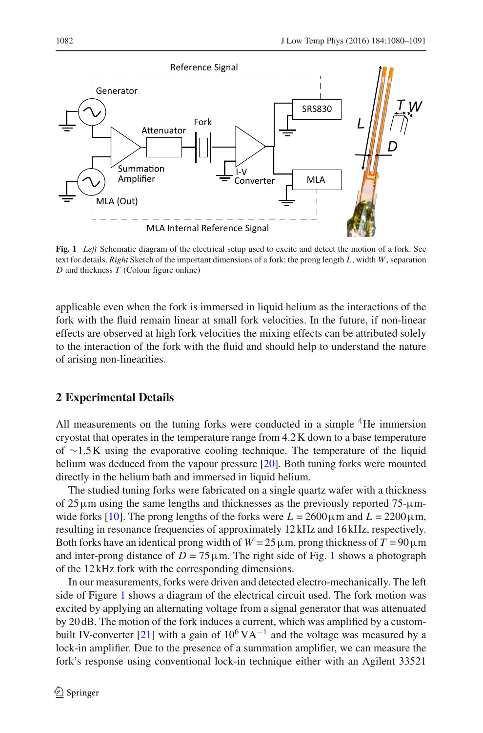Fig. 1 *Left* Schematic diagram of the electrical setup used to excite and detect the motion of a fork. See text for details. *Right* Sketch of the important dimensions of a fork: the prong length $L$, width $W$, separation $D$ and thickness $T$ (Colour figure online)

applicable even when the fork is immersed in liquid helium as the interactions of the fork with the fluid remain linear at small fork velocities. In the future, if non-linear effects are observed at high fork velocities the mixing effects can be attributed solely to the interaction of the fork with the fluid and should help to understand the nature of arising non-linearities.

## 2 Experimental Details

All measurements on the tuning forks were conducted in a simple $^4$He immersion cryostat that operates in the temperature range from 4.2 K down to a base temperature of $\sim$1.5 K using the evaporative cooling technique. The temperature of the liquid helium was deduced from the vapour pressure [20]. Both tuning forks were mounted directly in the helium bath and immersed in liquid helium.

The studied tuning forks were fabricated on a single quartz wafer with a thickness of 25 $\mu$m using the same lengths and thicknesses as the previously reported 75-$\mu$m-wide forks [10]. The prong lengths of the forks were $L = 2600\,\mu$m and $L = 2200\,\mu$m, resulting in resonance frequencies of approximately 12 kHz and 16 kHz, respectively. Both forks have an identical prong width of $W = 25\,\mu$m, prong thickness of $T = 90\,\mu$m and inter-prong distance of $D = 75\,\mu$m. The right side of Fig. 1 shows a photograph of the 12 kHz fork with the corresponding dimensions.

In our measurements, forks were driven and detected electro-mechanically. The left side of Figure 1 shows a diagram of the electrical circuit used. The fork motion was excited by applying an alternating voltage from a signal generator that was attenuated by 20 dB. The motion of the fork induces a current, which was amplified by a custom-built IV-converter [21] with a gain of $10^6\,\mathrm{VA}^{-1}$ and the voltage was measured by a lock-in amplifier. Due to the presence of a summation amplifier, we can measure the fork's response using conventional lock-in technique either with an Agilent 33521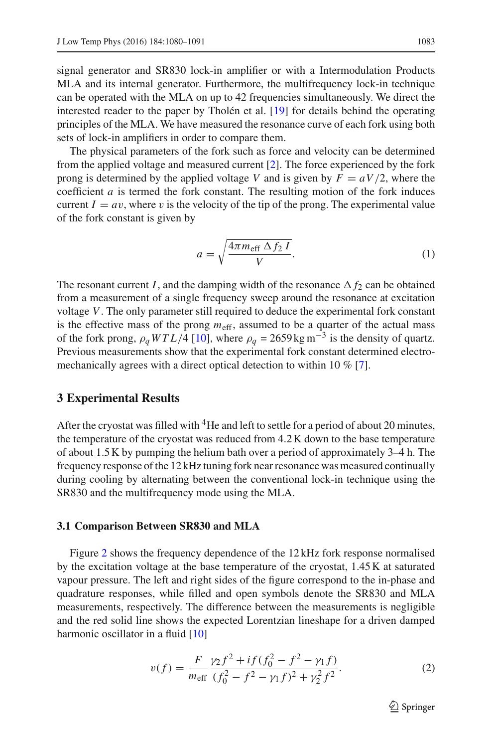signal generator and SR830 lock-in amplifier or with a Intermodulation Products MLA and its internal generator. Furthermore, the multifrequency lock-in technique can be operated with the MLA on up to 42 frequencies simultaneously. We direct the interested reader to the paper by Tholén et al. [19] for details behind the operating principles of the MLA. We have measured the resonance curve of each fork using both sets of lock-in amplifiers in order to compare them.

The physical parameters of the fork such as force and velocity can be determined from the applied voltage and measured current [2]. The force experienced by the fork prong is determined by the applied voltage $V$ and is given by $F = aV/2$, where the coefficient $a$ is termed the fork constant. The resulting motion of the fork induces current $I = av$, where $v$ is the velocity of the tip of the prong. The experimental value of the fork constant is given by

$$a = \sqrt{\frac{4\pi m_{\text{eff}}\, \Delta f_2\, I}{V}}. \tag{1}$$

The resonant current $I$, and the damping width of the resonance $\Delta f_2$ can be obtained from a measurement of a single frequency sweep around the resonance at excitation voltage $V$. The only parameter still required to deduce the experimental fork constant is the effective mass of the prong $m_{\text{eff}}$, assumed to be a quarter of the actual mass of the fork prong, $\rho_q WTL/4$ [10], where $\rho_q = 2659\,\text{kg m}^{-3}$ is the density of quartz. Previous measurements show that the experimental fork constant determined electromechanically agrees with a direct optical detection to within 10 % [7].

## 3 Experimental Results

After the cryostat was filled with $^4$He and left to settle for a period of about 20 minutes, the temperature of the cryostat was reduced from 4.2 K down to the base temperature of about 1.5 K by pumping the helium bath over a period of approximately 3–4 h. The frequency response of the 12 kHz tuning fork near resonance was measured continually during cooling by alternating between the conventional lock-in technique using the SR830 and the multifrequency mode using the MLA.

### 3.1 Comparison Between SR830 and MLA

Figure 2 shows the frequency dependence of the 12 kHz fork response normalised by the excitation voltage at the base temperature of the cryostat, 1.45 K at saturated vapour pressure. The left and right sides of the figure correspond to the in-phase and quadrature responses, while filled and open symbols denote the SR830 and MLA measurements, respectively. The difference between the measurements is negligible and the red solid line shows the expected Lorentzian lineshape for a driven damped harmonic oscillator in a fluid [10]

$$v(f) = \frac{F}{m_{\text{eff}}} \frac{\gamma_2 f^2 + if(f_0^2 - f^2 - \gamma_1 f)}{(f_0^2 - f^2 - \gamma_1 f)^2 + \gamma_2^2 f^2}. \tag{2}$$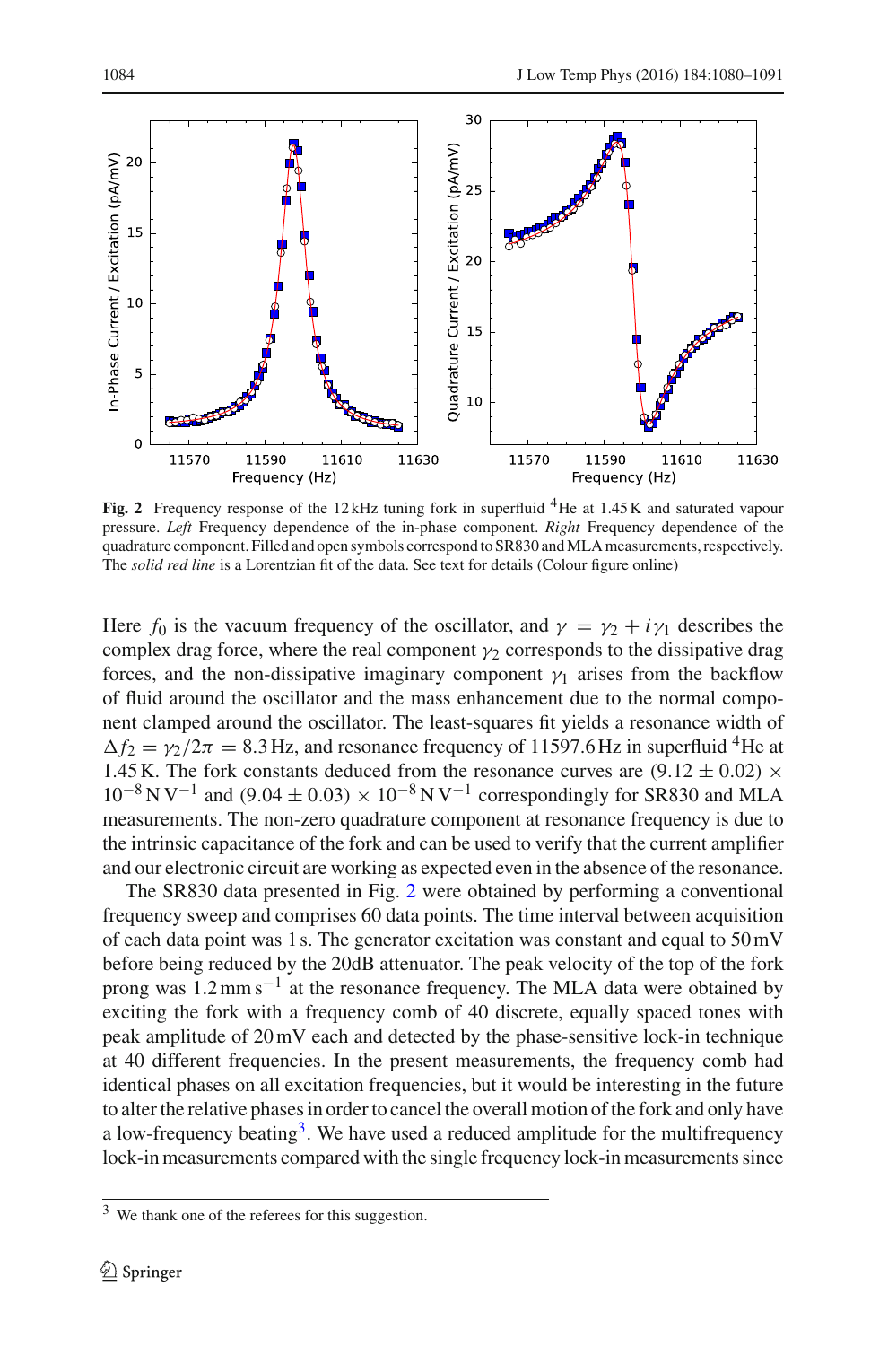**Fig. 2** Frequency response of the 12 kHz tuning fork in superfluid $^4$He at 1.45 K and saturated vapour pressure. *Left* Frequency dependence of the in-phase component. *Right* Frequency dependence of the quadrature component. Filled and open symbols correspond to SR830 and MLA measurements, respectively. The *solid red line* is a Lorentzian fit of the data. See text for details (Colour figure online)

Here $f_0$ is the vacuum frequency of the oscillator, and $\gamma = \gamma_2 + i\gamma_1$ describes the complex drag force, where the real component $\gamma_2$ corresponds to the dissipative drag forces, and the non-dissipative imaginary component $\gamma_1$ arises from the backflow of fluid around the oscillator and the mass enhancement due to the normal component clamped around the oscillator. The least-squares fit yields a resonance width of $\Delta f_2 = \gamma_2/2\pi = 8.3$ Hz, and resonance frequency of 11597.6 Hz in superfluid $^4$He at 1.45 K. The fork constants deduced from the resonance curves are $(9.12 \pm 0.02) \times 10^{-8}\,\mathrm{N\,V^{-1}}$ and $(9.04 \pm 0.03) \times 10^{-8}\,\mathrm{N\,V^{-1}}$ correspondingly for SR830 and MLA measurements. The non-zero quadrature component at resonance frequency is due to the intrinsic capacitance of the fork and can be used to verify that the current amplifier and our electronic circuit are working as expected even in the absence of the resonance.

The SR830 data presented in Fig. 2 were obtained by performing a conventional frequency sweep and comprises 60 data points. The time interval between acquisition of each data point was 1 s. The generator excitation was constant and equal to 50 mV before being reduced by the 20dB attenuator. The peak velocity of the top of the fork prong was $1.2\,\mathrm{mm\,s^{-1}}$ at the resonance frequency. The MLA data were obtained by exciting the fork with a frequency comb of 40 discrete, equally spaced tones with peak amplitude of 20 mV each and detected by the phase-sensitive lock-in technique at 40 different frequencies. In the present measurements, the frequency comb had identical phases on all excitation frequencies, but it would be interesting in the future to alter the relative phases in order to cancel the overall motion of the fork and only have a low-frequency beating[3]. We have used a reduced amplitude for the multifrequency lock-in measurements compared with the single frequency lock-in measurements since

[3] We thank one of the referees for this suggestion.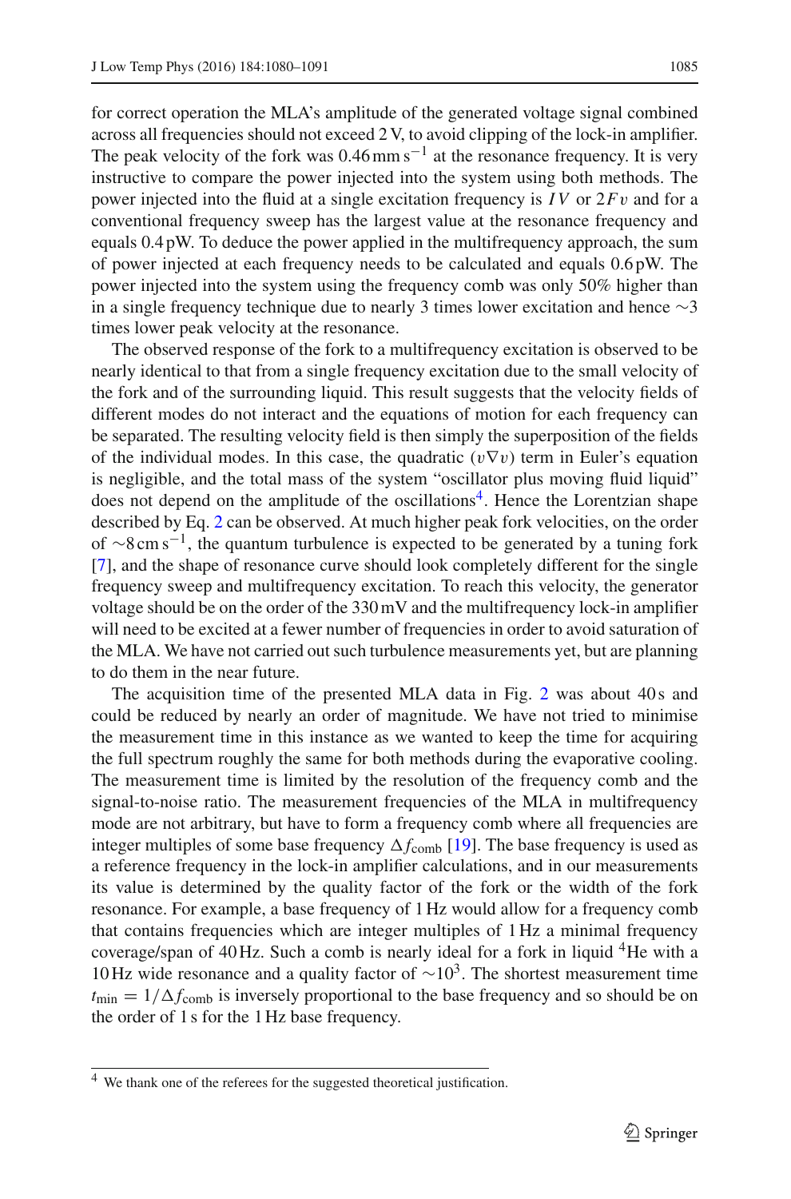for correct operation the MLA's amplitude of the generated voltage signal combined across all frequencies should not exceed 2 V, to avoid clipping of the lock-in amplifier. The peak velocity of the fork was 0.46 mm $s^{-1}$ at the resonance frequency. It is very instructive to compare the power injected into the system using both methods. The power injected into the fluid at a single excitation frequency is $IV$ or $2Fv$ and for a conventional frequency sweep has the largest value at the resonance frequency and equals 0.4 pW. To deduce the power applied in the multifrequency approach, the sum of power injected at each frequency needs to be calculated and equals 0.6 pW. The power injected into the system using the frequency comb was only 50% higher than in a single frequency technique due to nearly 3 times lower excitation and hence ∼3 times lower peak velocity at the resonance.

The observed response of the fork to a multifrequency excitation is observed to be nearly identical to that from a single frequency excitation due to the small velocity of the fork and of the surrounding liquid. This result suggests that the velocity fields of different modes do not interact and the equations of motion for each frequency can be separated. The resulting velocity field is then simply the superposition of the fields of the individual modes. In this case, the quadratic ($v\nabla v$) term in Euler's equation is negligible, and the total mass of the system "oscillator plus moving fluid liquid" does not depend on the amplitude of the oscillations[4]. Hence the Lorentzian shape described by Eq. 2 can be observed. At much higher peak fork velocities, on the order of ∼8 cm $s^{-1}$, the quantum turbulence is expected to be generated by a tuning fork [7], and the shape of resonance curve should look completely different for the single frequency sweep and multifrequency excitation. To reach this velocity, the generator voltage should be on the order of the 330 mV and the multifrequency lock-in amplifier will need to be excited at a fewer number of frequencies in order to avoid saturation of the MLA. We have not carried out such turbulence measurements yet, but are planning to do them in the near future.

The acquisition time of the presented MLA data in Fig. 2 was about 40 s and could be reduced by nearly an order of magnitude. We have not tried to minimise the measurement time in this instance as we wanted to keep the time for acquiring the full spectrum roughly the same for both methods during the evaporative cooling. The measurement time is limited by the resolution of the frequency comb and the signal-to-noise ratio. The measurement frequencies of the MLA in multifrequency mode are not arbitrary, but have to form a frequency comb where all frequencies are integer multiples of some base frequency $\Delta f_{\text{comb}}$ [19]. The base frequency is used as a reference frequency in the lock-in amplifier calculations, and in our measurements its value is determined by the quality factor of the fork or the width of the fork resonance. For example, a base frequency of 1 Hz would allow for a frequency comb that contains frequencies which are integer multiples of 1 Hz a minimal frequency coverage/span of 40 Hz. Such a comb is nearly ideal for a fork in liquid $^4$He with a 10 Hz wide resonance and a quality factor of $\sim 10^3$. The shortest measurement time $t_{\min} = 1/\Delta f_{\text{comb}}$ is inversely proportional to the base frequency and so should be on the order of 1 s for the 1 Hz base frequency.

[4] We thank one of the referees for the suggested theoretical justification.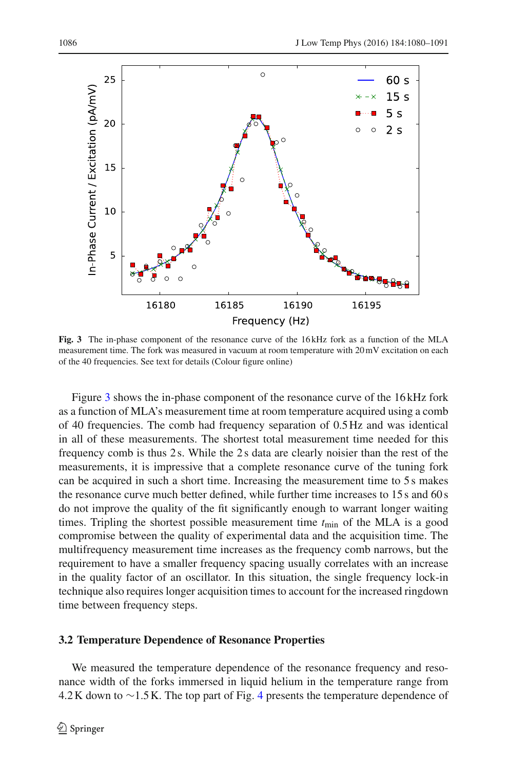**Fig. 3** The in-phase component of the resonance curve of the 16 kHz fork as a function of the MLA measurement time. The fork was measured in vacuum at room temperature with 20 mV excitation on each of the 40 frequencies. See text for details (Colour figure online)

Figure 3 shows the in-phase component of the resonance curve of the 16 kHz fork as a function of MLA's measurement time at room temperature acquired using a comb of 40 frequencies. The comb had frequency separation of 0.5 Hz and was identical in all of these measurements. The shortest total measurement time needed for this frequency comb is thus 2 s. While the 2 s data are clearly noisier than the rest of the measurements, it is impressive that a complete resonance curve of the tuning fork can be acquired in such a short time. Increasing the measurement time to 5 s makes the resonance curve much better defined, while further time increases to 15 s and 60 s do not improve the quality of the fit significantly enough to warrant longer waiting times. Tripling the shortest possible measurement time $t_{\mathrm{min}}$ of the MLA is a good compromise between the quality of experimental data and the acquisition time. The multifrequency measurement time increases as the frequency comb narrows, but the requirement to have a smaller frequency spacing usually correlates with an increase in the quality factor of an oscillator. In this situation, the single frequency lock-in technique also requires longer acquisition times to account for the increased ringdown time between frequency steps.

### 3.2 Temperature Dependence of Resonance Properties

We measured the temperature dependence of the resonance frequency and resonance width of the forks immersed in liquid helium in the temperature range from 4.2 K down to ∼1.5 K. The top part of Fig. 4 presents the temperature dependence of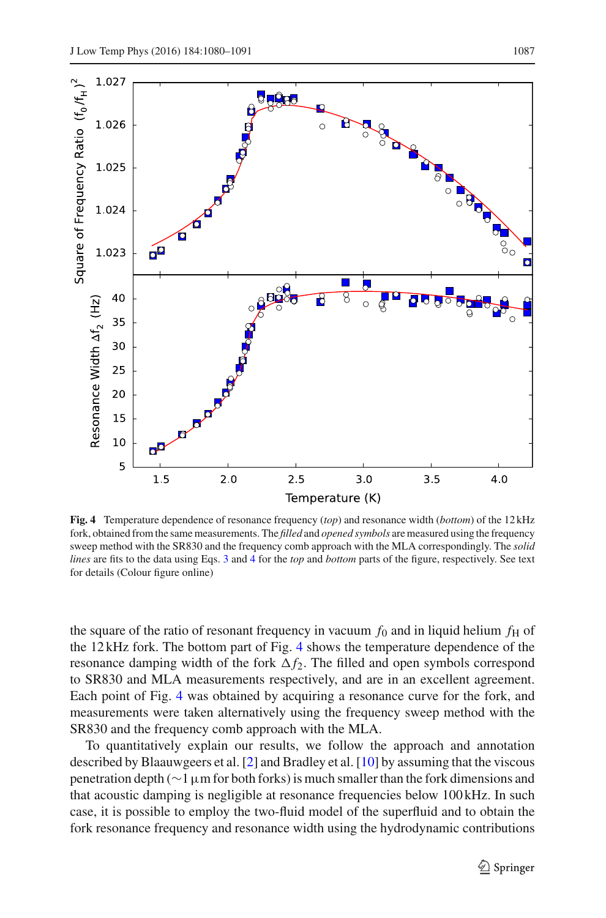**Fig. 4** Temperature dependence of resonance frequency (*top*) and resonance width (*bottom*) of the 12 kHz fork, obtained from the same measurements. The *filled* and *opened symbols* are measured using the frequency sweep method with the SR830 and the frequency comb approach with the MLA correspondingly. The *solid lines* are fits to the data using Eqs. 3 and 4 for the *top* and *bottom* parts of the figure, respectively. See text for details (Colour figure online)

the square of the ratio of resonant frequency in vacuum $f_0$ and in liquid helium $f_H$ of the 12 kHz fork. The bottom part of Fig. 4 shows the temperature dependence of the resonance damping width of the fork $\Delta f_2$. The filled and open symbols correspond to SR830 and MLA measurements respectively, and are in an excellent agreement. Each point of Fig. 4 was obtained by acquiring a resonance curve for the fork, and measurements were taken alternatively using the frequency sweep method with the SR830 and the frequency comb approach with the MLA.

To quantitatively explain our results, we follow the approach and annotation described by Blaauwgeers et al. [2] and Bradley et al. [10] by assuming that the viscous penetration depth ($\sim$1 $\mu$m for both forks) is much smaller than the fork dimensions and that acoustic damping is negligible at resonance frequencies below 100 kHz. In such case, it is possible to employ the two-fluid model of the superfluid and to obtain the fork resonance frequency and resonance width using the hydrodynamic contributions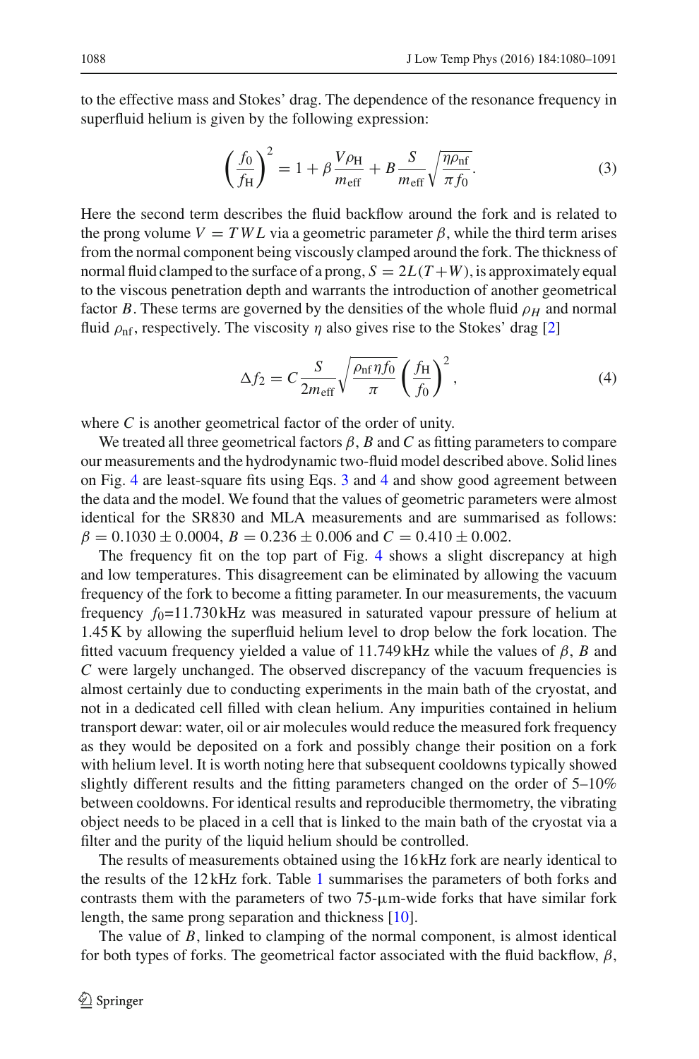to the effective mass and Stokes' drag. The dependence of the resonance frequency in superfluid helium is given by the following expression:

$$\left(\frac{f_0}{f_{\mathrm{H}}}\right)^2 = 1 + \beta\frac{V\rho_{\mathrm{H}}}{m_{\mathrm{eff}}} + B\frac{S}{m_{\mathrm{eff}}}\sqrt{\frac{\eta\rho_{\mathrm{nf}}}{\pi f_0}}. \tag{3}$$

Here the second term describes the fluid backflow around the fork and is related to the prong volume $V = TWL$ via a geometric parameter $\beta$, while the third term arises from the normal component being viscously clamped around the fork. The thickness of normal fluid clamped to the surface of a prong, $S = 2L(T+W)$, is approximately equal to the viscous penetration depth and warrants the introduction of another geometrical factor $B$. These terms are governed by the densities of the whole fluid $\rho_H$ and normal fluid $\rho_{\mathrm{nf}}$, respectively. The viscosity $\eta$ also gives rise to the Stokes' drag [2]

$$\Delta f_2 = C\frac{S}{2m_{\mathrm{eff}}}\sqrt{\frac{\rho_{\mathrm{nf}}\eta f_0}{\pi}}\left(\frac{f_{\mathrm{H}}}{f_0}\right)^2, \tag{4}$$

where $C$ is another geometrical factor of the order of unity.

We treated all three geometrical factors $\beta$, $B$ and $C$ as fitting parameters to compare our measurements and the hydrodynamic two-fluid model described above. Solid lines on Fig. 4 are least-square fits using Eqs. 3 and 4 and show good agreement between the data and the model. We found that the values of geometric parameters were almost identical for the SR830 and MLA measurements and are summarised as follows: $\beta = 0.1030 \pm 0.0004$, $B = 0.236 \pm 0.006$ and $C = 0.410 \pm 0.002$.

The frequency fit on the top part of Fig. 4 shows a slight discrepancy at high and low temperatures. This disagreement can be eliminated by allowing the vacuum frequency of the fork to become a fitting parameter. In our measurements, the vacuum frequency $f_0$=11.730 kHz was measured in saturated vapour pressure of helium at 1.45 K by allowing the superfluid helium level to drop below the fork location. The fitted vacuum frequency yielded a value of 11.749 kHz while the values of $\beta$, $B$ and $C$ were largely unchanged. The observed discrepancy of the vacuum frequencies is almost certainly due to conducting experiments in the main bath of the cryostat, and not in a dedicated cell filled with clean helium. Any impurities contained in helium transport dewar: water, oil or air molecules would reduce the measured fork frequency as they would be deposited on a fork and possibly change their position on a fork with helium level. It is worth noting here that subsequent cooldowns typically showed slightly different results and the fitting parameters changed on the order of 5–10% between cooldowns. For identical results and reproducible thermometry, the vibrating object needs to be placed in a cell that is linked to the main bath of the cryostat via a filter and the purity of the liquid helium should be controlled.

The results of measurements obtained using the 16 kHz fork are nearly identical to the results of the 12 kHz fork. Table 1 summarises the parameters of both forks and contrasts them with the parameters of two 75-μm-wide forks that have similar fork length, the same prong separation and thickness [10].

The value of $B$, linked to clamping of the normal component, is almost identical for both types of forks. The geometrical factor associated with the fluid backflow, $\beta$,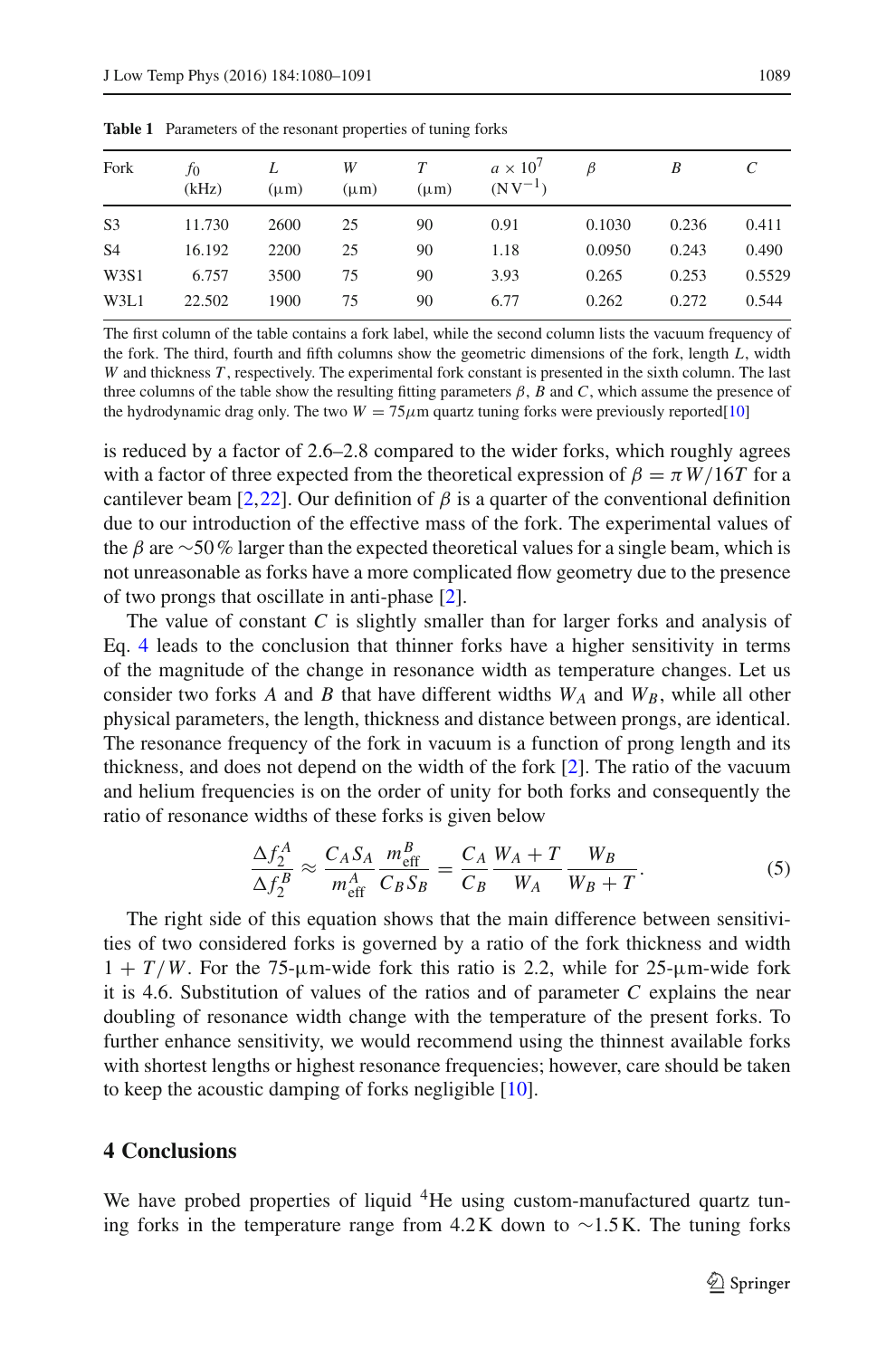**Table 1** Parameters of the resonant properties of tuning forks

| Fork | $f_0$ (kHz) | $L$ (μm) | $W$ (μm) | $T$ (μm) | $a \times 10^7$ ($\mathrm{N\,V^{-1}}$) | $\beta$ | $B$ | $C$ |
|---|---|---|---|---|---|---|---|---|
| S3 | 11.730 | 2600 | 25 | 90 | 0.91 | 0.1030 | 0.236 | 0.411 |
| S4 | 16.192 | 2200 | 25 | 90 | 1.18 | 0.0950 | 0.243 | 0.490 |
| W3S1 | 6.757 | 3500 | 75 | 90 | 3.93 | 0.265 | 0.253 | 0.5529 |
| W3L1 | 22.502 | 1900 | 75 | 90 | 6.77 | 0.262 | 0.272 | 0.544 |

The first column of the table contains a fork label, while the second column lists the vacuum frequency of the fork. The third, fourth and fifth columns show the geometric dimensions of the fork, length $L$, width $W$ and thickness $T$, respectively. The experimental fork constant is presented in the sixth column. The last three columns of the table show the resulting fitting parameters $\beta$, $B$ and $C$, which assume the presence of the hydrodynamic drag only. The two $W = 75\mu$m quartz tuning forks were previously reported[10]

is reduced by a factor of 2.6–2.8 compared to the wider forks, which roughly agrees with a factor of three expected from the theoretical expression of $\beta = \pi W/16T$ for a cantilever beam [2,22]. Our definition of $\beta$ is a quarter of the conventional definition due to our introduction of the effective mass of the fork. The experimental values of the $\beta$ are ∼50 % larger than the expected theoretical values for a single beam, which is not unreasonable as forks have a more complicated flow geometry due to the presence of two prongs that oscillate in anti-phase [2].

The value of constant $C$ is slightly smaller than for larger forks and analysis of Eq. 4 leads to the conclusion that thinner forks have a higher sensitivity in terms of the magnitude of the change in resonance width as temperature changes. Let us consider two forks $A$ and $B$ that have different widths $W_A$ and $W_B$, while all other physical parameters, the length, thickness and distance between prongs, are identical. The resonance frequency of the fork in vacuum is a function of prong length and its thickness, and does not depend on the width of the fork [2]. The ratio of the vacuum and helium frequencies is on the order of unity for both forks and consequently the ratio of resonance widths of these forks is given below

$$\frac{\Delta f_2^A}{\Delta f_2^B} \approx \frac{C_A S_A}{m_{\text{eff}}^A} \frac{m_{\text{eff}}^B}{C_B S_B} = \frac{C_A}{C_B} \frac{W_A + T}{W_A} \frac{W_B}{W_B + T}. \tag{5}$$

The right side of this equation shows that the main difference between sensitivities of two considered forks is governed by a ratio of the fork thickness and width $1 + T/W$. For the 75-μm-wide fork this ratio is 2.2, while for 25-μm-wide fork it is 4.6. Substitution of values of the ratios and of parameter $C$ explains the near doubling of resonance width change with the temperature of the present forks. To further enhance sensitivity, we would recommend using the thinnest available forks with shortest lengths or highest resonance frequencies; however, care should be taken to keep the acoustic damping of forks negligible [10].

## 4 Conclusions

We have probed properties of liquid $^4$He using custom-manufactured quartz tuning forks in the temperature range from 4.2 K down to ∼1.5 K. The tuning forks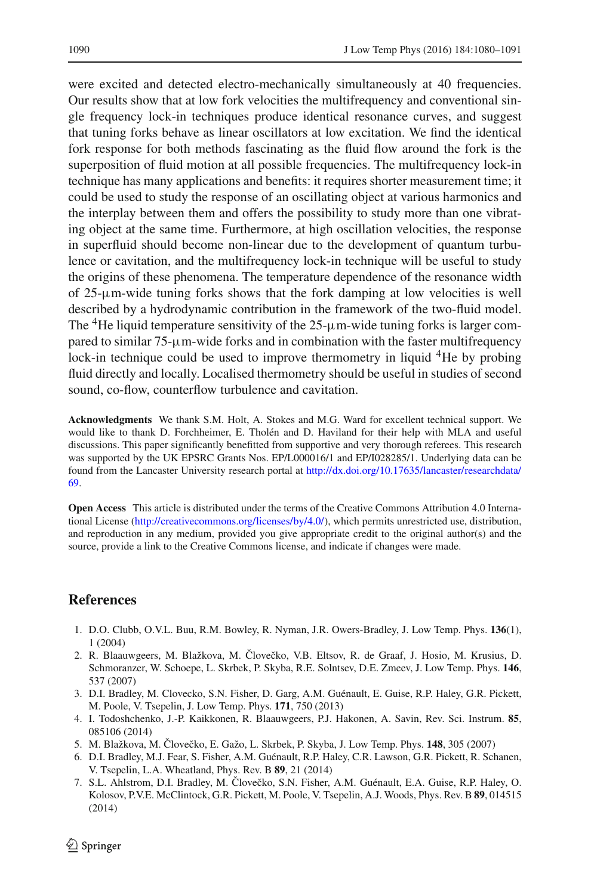were excited and detected electro-mechanically simultaneously at 40 frequencies. Our results show that at low fork velocities the multifrequency and conventional single frequency lock-in techniques produce identical resonance curves, and suggest that tuning forks behave as linear oscillators at low excitation. We find the identical fork response for both methods fascinating as the fluid flow around the fork is the superposition of fluid motion at all possible frequencies. The multifrequency lock-in technique has many applications and benefits: it requires shorter measurement time; it could be used to study the response of an oscillating object at various harmonics and the interplay between them and offers the possibility to study more than one vibrating object at the same time. Furthermore, at high oscillation velocities, the response in superfluid should become non-linear due to the development of quantum turbulence or cavitation, and the multifrequency lock-in technique will be useful to study the origins of these phenomena. The temperature dependence of the resonance width of 25-μm-wide tuning forks shows that the fork damping at low velocities is well described by a hydrodynamic contribution in the framework of the two-fluid model. The $^4$He liquid temperature sensitivity of the 25-μm-wide tuning forks is larger compared to similar 75-μm-wide forks and in combination with the faster multifrequency lock-in technique could be used to improve thermometry in liquid $^4$He by probing fluid directly and locally. Localised thermometry should be useful in studies of second sound, co-flow, counterflow turbulence and cavitation.

**Acknowledgments** We thank S.M. Holt, A. Stokes and M.G. Ward for excellent technical support. We would like to thank D. Forchheimer, E. Tholén and D. Haviland for their help with MLA and useful discussions. This paper significantly benefitted from supportive and very thorough referees. This research was supported by the UK EPSRC Grants Nos. EP/L000016/1 and EP/I028285/1. Underlying data can be found from the Lancaster University research portal at http://dx.doi.org/10.17635/lancaster/researchdata/69.

**Open Access** This article is distributed under the terms of the Creative Commons Attribution 4.0 International License (http://creativecommons.org/licenses/by/4.0/), which permits unrestricted use, distribution, and reproduction in any medium, provided you give appropriate credit to the original author(s) and the source, provide a link to the Creative Commons license, and indicate if changes were made.

## References

1. D.O. Clubb, O.V.L. Buu, R.M. Bowley, R. Nyman, J.R. Owers-Bradley, J. Low Temp. Phys. **136**(1), 1 (2004)
2. R. Blaauwgeers, M. Blažkova, M. Človečko, V.B. Eltsov, R. de Graaf, J. Hosio, M. Krusius, D. Schmoranzer, W. Schoepe, L. Skrbek, P. Skyba, R.E. Solntsev, D.E. Zmeev, J. Low Temp. Phys. **146**, 537 (2007)
3. D.I. Bradley, M. Clovecko, S.N. Fisher, D. Garg, A.M. Guénault, E. Guise, R.P. Haley, G.R. Pickett, M. Poole, V. Tsepelin, J. Low Temp. Phys. **171**, 750 (2013)
4. I. Todoshchenko, J.-P. Kaikkonen, R. Blaauwgeers, P.J. Hakonen, A. Savin, Rev. Sci. Instrum. **85**, 085106 (2014)
5. M. Blažkova, M. Človečko, E. Gažo, L. Skrbek, P. Skyba, J. Low Temp. Phys. **148**, 305 (2007)
6. D.I. Bradley, M.J. Fear, S. Fisher, A.M. Guénault, R.P. Haley, C.R. Lawson, G.R. Pickett, R. Schanen, V. Tsepelin, L.A. Wheatland, Phys. Rev. B **89**, 21 (2014)
7. S.L. Ahlstrom, D.I. Bradley, M. Človečko, S.N. Fisher, A.M. Guénault, E.A. Guise, R.P. Haley, O. Kolosov, P.V.E. McClintock, G.R. Pickett, M. Poole, V. Tsepelin, A.J. Woods, Phys. Rev. B **89**, 014515 (2014)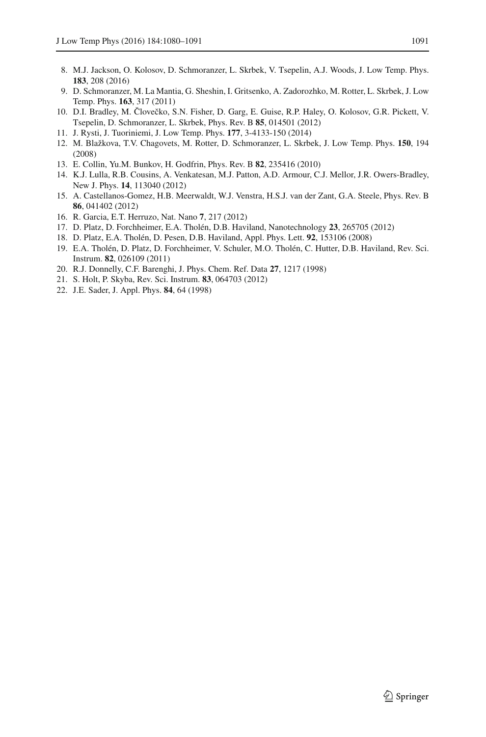8. M.J. Jackson, O. Kolosov, D. Schmoranzer, L. Skrbek, V. Tsepelin, A.J. Woods, J. Low Temp. Phys. **183**, 208 (2016)
9. D. Schmoranzer, M. La Mantia, G. Sheshin, I. Gritsenko, A. Zadorozhko, M. Rotter, L. Skrbek, J. Low Temp. Phys. **163**, 317 (2011)
10. D.I. Bradley, M. Človečko, S.N. Fisher, D. Garg, E. Guise, R.P. Haley, O. Kolosov, G.R. Pickett, V. Tsepelin, D. Schmoranzer, L. Skrbek, Phys. Rev. B **85**, 014501 (2012)
11. J. Rysti, J. Tuoriniemi, J. Low Temp. Phys. **177**, 3-4133-150 (2014)
12. M. Blažkova, T.V. Chagovets, M. Rotter, D. Schmoranzer, L. Skrbek, J. Low Temp. Phys. **150**, 194 (2008)
13. E. Collin, Yu.M. Bunkov, H. Godfrin, Phys. Rev. B **82**, 235416 (2010)
14. K.J. Lulla, R.B. Cousins, A. Venkatesan, M.J. Patton, A.D. Armour, C.J. Mellor, J.R. Owers-Bradley, New J. Phys. **14**, 113040 (2012)
15. A. Castellanos-Gomez, H.B. Meerwaldt, W.J. Venstra, H.S.J. van der Zant, G.A. Steele, Phys. Rev. B **86**, 041402 (2012)
16. R. Garcia, E.T. Herruzo, Nat. Nano **7**, 217 (2012)
17. D. Platz, D. Forchheimer, E.A. Tholén, D.B. Haviland, Nanotechnology **23**, 265705 (2012)
18. D. Platz, E.A. Tholén, D. Pesen, D.B. Haviland, Appl. Phys. Lett. **92**, 153106 (2008)
19. E.A. Tholén, D. Platz, D. Forchheimer, V. Schuler, M.O. Tholén, C. Hutter, D.B. Haviland, Rev. Sci. Instrum. **82**, 026109 (2011)
20. R.J. Donnelly, C.F. Barenghi, J. Phys. Chem. Ref. Data **27**, 1217 (1998)
21. S. Holt, P. Skyba, Rev. Sci. Instrum. **83**, 064703 (2012)
22. J.E. Sader, J. Appl. Phys. **84**, 64 (1998)